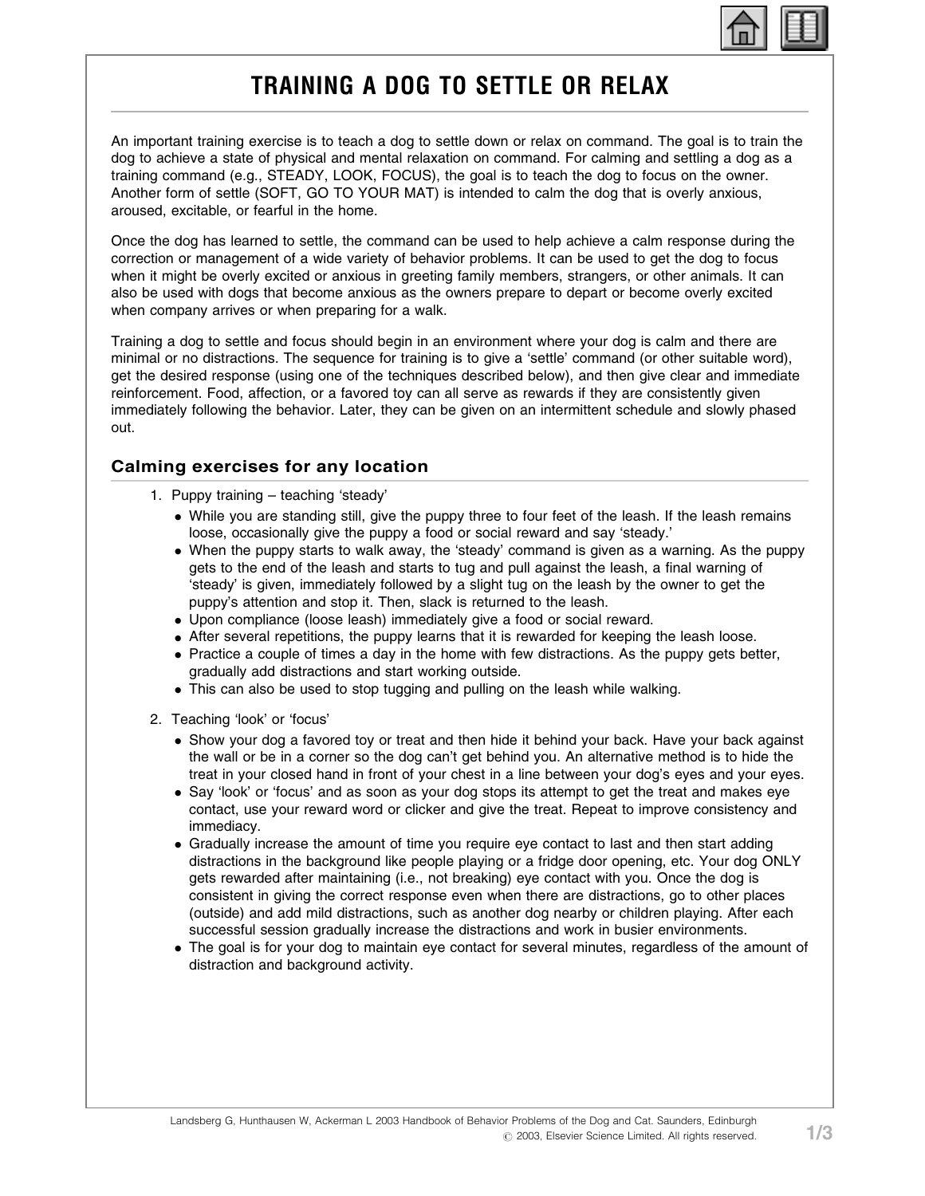# TRAINING A DOG TO SETTLE OR RELAX

An important training exercise is to teach a dog to settle down or relax on command. The goal is to train the dog to achieve a state of physical and mental relaxation on command. For calming and settling a dog as a training command (e.g., STEADY, LOOK, FOCUS), the goal is to teach the dog to focus on the owner. Another form of settle (SOFT, GO TO YOUR MAT) is intended to calm the dog that is overly anxious, aroused, excitable, or fearful in the home.

Once the dog has learned to settle, the command can be used to help achieve a calm response during the correction or management of a wide variety of behavior problems. It can be used to get the dog to focus when it might be overly excited or anxious in greeting family members, strangers, or other animals. It can also be used with dogs that become anxious as the owners prepare to depart or become overly excited when company arrives or when preparing for a walk.

Training a dog to settle and focus should begin in an environment where your dog is calm and there are minimal or no distractions. The sequence for training is to give a 'settle' command (or other suitable word), get the desired response (using one of the techniques described below), and then give clear and immediate reinforcement. Food, affection, or a favored toy can all serve as rewards if they are consistently given immediately following the behavior. Later, they can be given on an intermittent schedule and slowly phased out.

## Calming exercises for any location

1. Puppy training – teaching 'steady'
   - While you are standing still, give the puppy three to four feet of the leash. If the leash remains loose, occasionally give the puppy a food or social reward and say 'steady.'
   - When the puppy starts to walk away, the 'steady' command is given as a warning. As the puppy gets to the end of the leash and starts to tug and pull against the leash, a final warning of 'steady' is given, immediately followed by a slight tug on the leash by the owner to get the puppy's attention and stop it. Then, slack is returned to the leash.
   - Upon compliance (loose leash) immediately give a food or social reward.
   - After several repetitions, the puppy learns that it is rewarded for keeping the leash loose.
   - Practice a couple of times a day in the home with few distractions. As the puppy gets better, gradually add distractions and start working outside.
   - This can also be used to stop tugging and pulling on the leash while walking.
2. Teaching 'look' or 'focus'
   - Show your dog a favored toy or treat and then hide it behind your back. Have your back against the wall or be in a corner so the dog can't get behind you. An alternative method is to hide the treat in your closed hand in front of your chest in a line between your dog's eyes and your eyes.
   - Say 'look' or 'focus' and as soon as your dog stops its attempt to get the treat and makes eye contact, use your reward word or clicker and give the treat. Repeat to improve consistency and immediacy.
   - Gradually increase the amount of time you require eye contact to last and then start adding distractions in the background like people playing or a fridge door opening, etc. Your dog ONLY gets rewarded after maintaining (i.e., not breaking) eye contact with you. Once the dog is consistent in giving the correct response even when there are distractions, go to other places (outside) and add mild distractions, such as another dog nearby or children playing. After each successful session gradually increase the distractions and work in busier environments.
   - The goal is for your dog to maintain eye contact for several minutes, regardless of the amount of distraction and background activity.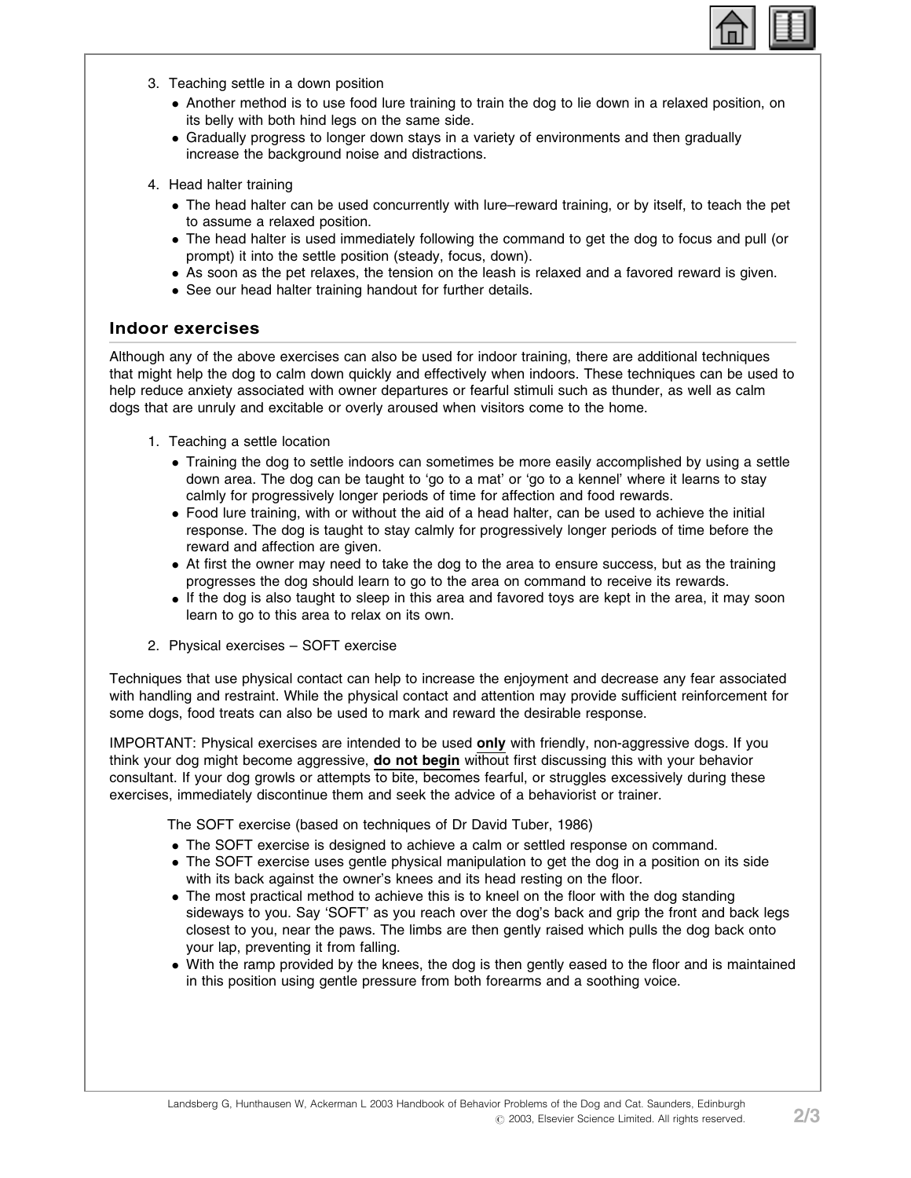3. Teaching settle in a down position
   - Another method is to use food lure training to train the dog to lie down in a relaxed position, on its belly with both hind legs on the same side.
   - Gradually progress to longer down stays in a variety of environments and then gradually increase the background noise and distractions.

4. Head halter training
   - The head halter can be used concurrently with lure–reward training, or by itself, to teach the pet to assume a relaxed position.
   - The head halter is used immediately following the command to get the dog to focus and pull (or prompt) it into the settle position (steady, focus, down).
   - As soon as the pet relaxes, the tension on the leash is relaxed and a favored reward is given.
   - See our head halter training handout for further details.

## Indoor exercises

Although any of the above exercises can also be used for indoor training, there are additional techniques that might help the dog to calm down quickly and effectively when indoors. These techniques can be used to help reduce anxiety associated with owner departures or fearful stimuli such as thunder, as well as calm dogs that are unruly and excitable or overly aroused when visitors come to the home.

1. Teaching a settle location
   - Training the dog to settle indoors can sometimes be more easily accomplished by using a settle down area. The dog can be taught to 'go to a mat' or 'go to a kennel' where it learns to stay calmly for progressively longer periods of time for affection and food rewards.
   - Food lure training, with or without the aid of a head halter, can be used to achieve the initial response. The dog is taught to stay calmly for progressively longer periods of time before the reward and affection are given.
   - At first the owner may need to take the dog to the area to ensure success, but as the training progresses the dog should learn to go to the area on command to receive its rewards.
   - If the dog is also taught to sleep in this area and favored toys are kept in the area, it may soon learn to go to this area to relax on its own.

2. Physical exercises – SOFT exercise

Techniques that use physical contact can help to increase the enjoyment and decrease any fear associated with handling and restraint. While the physical contact and attention may provide sufficient reinforcement for some dogs, food treats can also be used to mark and reward the desirable response.

IMPORTANT: Physical exercises are intended to be used **only** with friendly, non-aggressive dogs. If you think your dog might become aggressive, **do not begin** without first discussing this with your behavior consultant. If your dog growls or attempts to bite, becomes fearful, or struggles excessively during these exercises, immediately discontinue them and seek the advice of a behaviorist or trainer.

The SOFT exercise (based on techniques of Dr David Tuber, 1986)

- The SOFT exercise is designed to achieve a calm or settled response on command.
- The SOFT exercise uses gentle physical manipulation to get the dog in a position on its side with its back against the owner's knees and its head resting on the floor.
- The most practical method to achieve this is to kneel on the floor with the dog standing sideways to you. Say 'SOFT' as you reach over the dog's back and grip the front and back legs closest to you, near the paws. The limbs are then gently raised which pulls the dog back onto your lap, preventing it from falling.
- With the ramp provided by the knees, the dog is then gently eased to the floor and is maintained in this position using gentle pressure from both forearms and a soothing voice.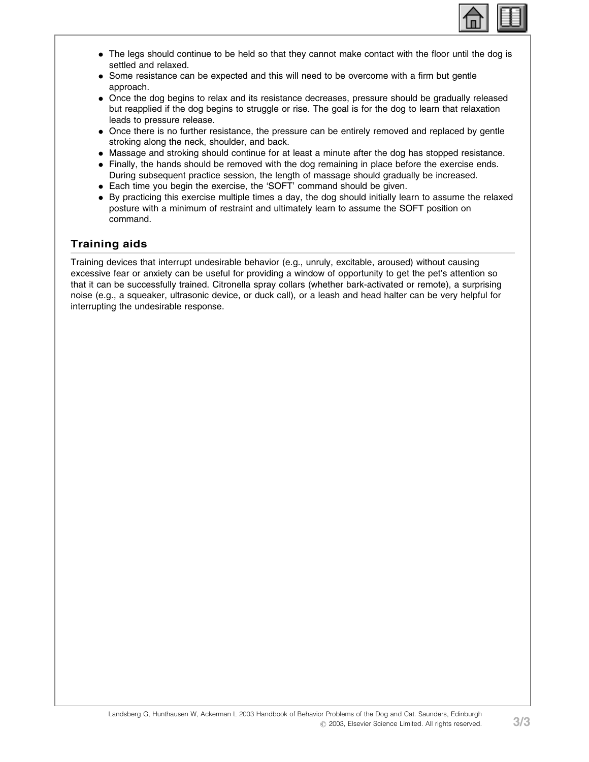- The legs should continue to be held so that they cannot make contact with the floor until the dog is settled and relaxed.
- Some resistance can be expected and this will need to be overcome with a firm but gentle approach.
- Once the dog begins to relax and its resistance decreases, pressure should be gradually released but reapplied if the dog begins to struggle or rise. The goal is for the dog to learn that relaxation leads to pressure release.
- Once there is no further resistance, the pressure can be entirely removed and replaced by gentle stroking along the neck, shoulder, and back.
- Massage and stroking should continue for at least a minute after the dog has stopped resistance.
- Finally, the hands should be removed with the dog remaining in place before the exercise ends. During subsequent practice session, the length of massage should gradually be increased.
- Each time you begin the exercise, the 'SOFT' command should be given.
- By practicing this exercise multiple times a day, the dog should initially learn to assume the relaxed posture with a minimum of restraint and ultimately learn to assume the SOFT position on command.

## Training aids

Training devices that interrupt undesirable behavior (e.g., unruly, excitable, aroused) without causing excessive fear or anxiety can be useful for providing a window of opportunity to get the pet's attention so that it can be successfully trained. Citronella spray collars (whether bark-activated or remote), a surprising noise (e.g., a squeaker, ultrasonic device, or duck call), or a leash and head halter can be very helpful for interrupting the undesirable response.